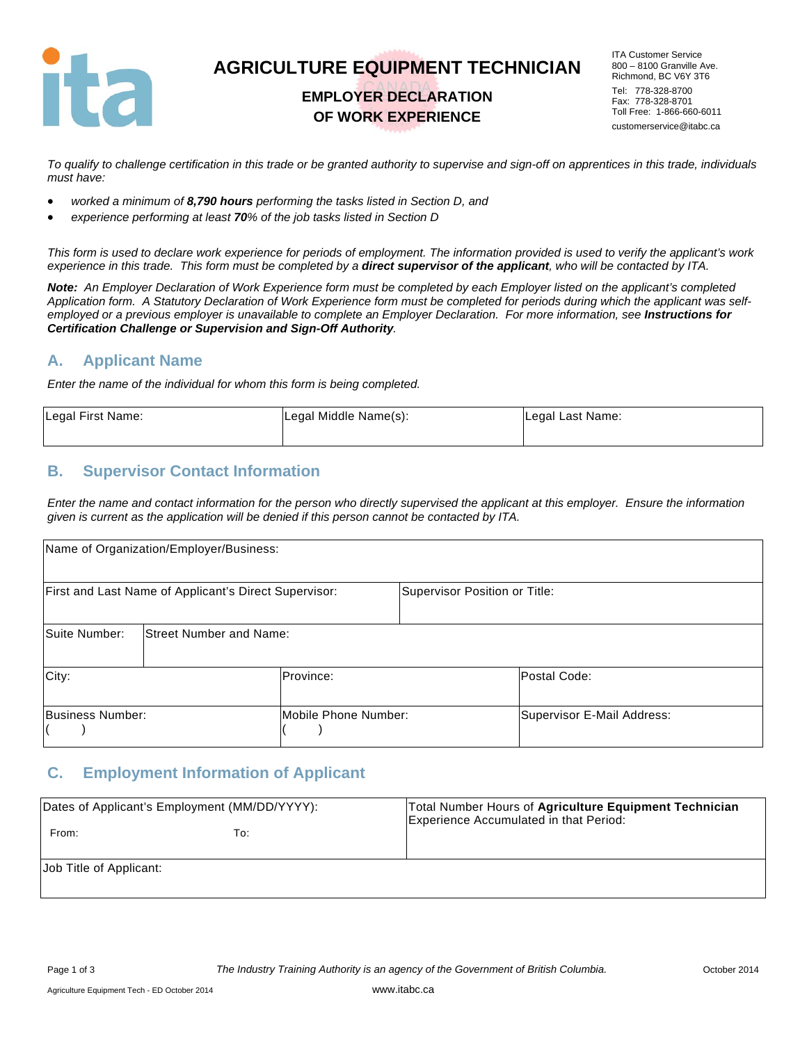# AGRICULTURE EQUIPMENT TECHNICIAN

## EMPLOYER DECLARATION OF WORK EXPERIENCE

ITA Customer Service
800 – 8100 Granville Ave.
Richmond, BC V6Y 3T6
Tel: 778-328-8700
Fax: 778-328-8701
Toll Free: 1-866-660-6011
customerservice@itabc.ca

*To qualify to challenge certification in this trade or be granted authority to supervise and sign-off on apprentices in this trade, individuals must have:*

- *worked a minimum of **8,790 hours** performing the tasks listed in Section D, and*
- *experience performing at least **70**% of the job tasks listed in Section D*

*This form is used to declare work experience for periods of employment. The information provided is used to verify the applicant's work experience in this trade. This form must be completed by a **direct supervisor of the applicant**, who will be contacted by ITA.*

***Note:** An Employer Declaration of Work Experience form must be completed by each Employer listed on the applicant's completed Application form. A Statutory Declaration of Work Experience form must be completed for periods during which the applicant was self-employed or a previous employer is unavailable to complete an Employer Declaration. For more information, see **Instructions for Certification Challenge or Supervision and Sign-Off Authority**.*

## A. Applicant Name

*Enter the name of the individual for whom this form is being completed.*

| Legal First Name: | Legal Middle Name(s): | Legal Last Name: |
|---|---|---|
| | | |

## B. Supervisor Contact Information

*Enter the name and contact information for the person who directly supervised the applicant at this employer. Ensure the information given is current as the application will be denied if this person cannot be contacted by ITA.*

| Name of Organization/Employer/Business: | | |
|---|---|---|
| First and Last Name of Applicant's Direct Supervisor: | Supervisor Position or Title: | |
| Suite Number: | Street Number and Name: | |
| City: | Province: | Postal Code: |
| Business Number: ( ) | Mobile Phone Number: ( ) | Supervisor E-Mail Address: |

## C. Employment Information of Applicant

| Dates of Applicant's Employment (MM/DD/YYYY): From: To: | Total Number Hours of **Agriculture Equipment Technician** Experience Accumulated in that Period: |
|---|---|
| Job Title of Applicant: | |

*The Industry Training Authority is an agency of the Government of British Columbia.*

Agriculture Equipment Tech - ED October 2014

www.itabc.ca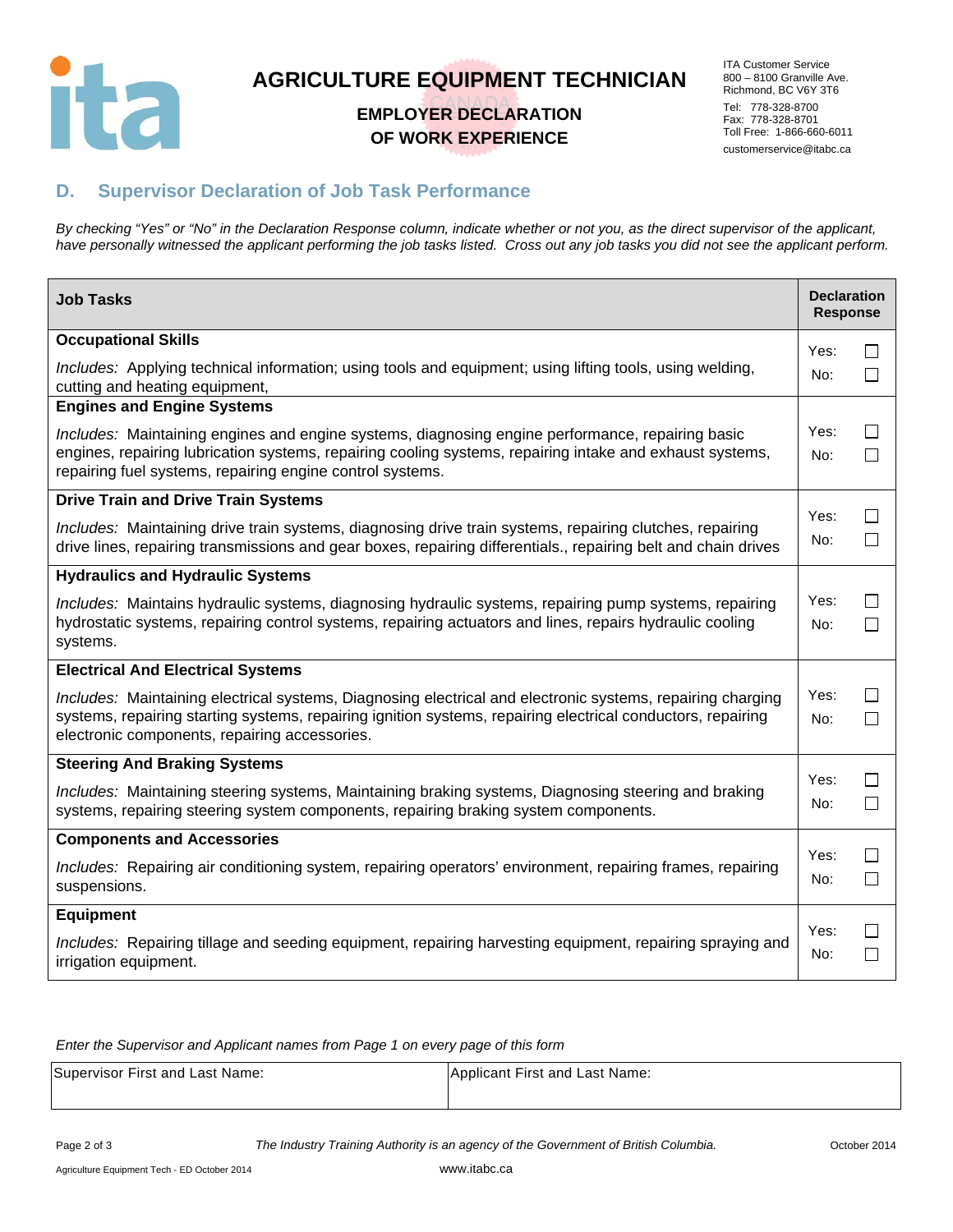# AGRICULTURE EQUIPMENT TECHNICIAN

## EMPLOYER DECLARATION OF WORK EXPERIENCE

ITA Customer Service
800 – 8100 Granville Ave.
Richmond, BC V6Y 3T6
Tel: 778-328-8700
Fax: 778-328-8701
Toll Free: 1-866-660-6011
customerservice@itabc.ca

## D. Supervisor Declaration of Job Task Performance

*By checking "Yes" or "No" in the Declaration Response column, indicate whether or not you, as the direct supervisor of the applicant, have personally witnessed the applicant performing the job tasks listed. Cross out any job tasks you did not see the applicant perform.*

| Job Tasks | Declaration Response |
|---|---|
| **Occupational Skills**<br>*Includes:* Applying technical information; using tools and equipment; using lifting tools, using welding, cutting and heating equipment, | Yes: ☐<br>No: ☐ |
| **Engines and Engine Systems**<br>*Includes:* Maintaining engines and engine systems, diagnosing engine performance, repairing basic engines, repairing lubrication systems, repairing cooling systems, repairing intake and exhaust systems, repairing fuel systems, repairing engine control systems. | Yes: ☐<br>No: ☐ |
| **Drive Train and Drive Train Systems**<br>*Includes:* Maintaining drive train systems, diagnosing drive train systems, repairing clutches, repairing drive lines, repairing transmissions and gear boxes, repairing differentials., repairing belt and chain drives | Yes: ☐<br>No: ☐ |
| **Hydraulics and Hydraulic Systems**<br>*Includes:* Maintains hydraulic systems, diagnosing hydraulic systems, repairing pump systems, repairing hydrostatic systems, repairing control systems, repairing actuators and lines, repairs hydraulic cooling systems. | Yes: ☐<br>No: ☐ |
| **Electrical And Electrical Systems**<br>*Includes:* Maintaining electrical systems, Diagnosing electrical and electronic systems, repairing charging systems, repairing starting systems, repairing ignition systems, repairing electrical conductors, repairing electronic components, repairing accessories. | Yes: ☐<br>No: ☐ |
| **Steering And Braking Systems**<br>*Includes:* Maintaining steering systems, Maintaining braking systems, Diagnosing steering and braking systems, repairing steering system components, repairing braking system components. | Yes: ☐<br>No: ☐ |
| **Components and Accessories**<br>*Includes:* Repairing air conditioning system, repairing operators' environment, repairing frames, repairing suspensions. | Yes: ☐<br>No: ☐ |
| **Equipment**<br>*Includes:* Repairing tillage and seeding equipment, repairing harvesting equipment, repairing spraying and irrigation equipment. | Yes: ☐<br>No: ☐ |

*Enter the Supervisor and Applicant names from Page 1 on every page of this form*

| Supervisor First and Last Name: | Applicant First and Last Name: |
|---|---|
| | |

*The Industry Training Authority is an agency of the Government of British Columbia.*

www.itabc.ca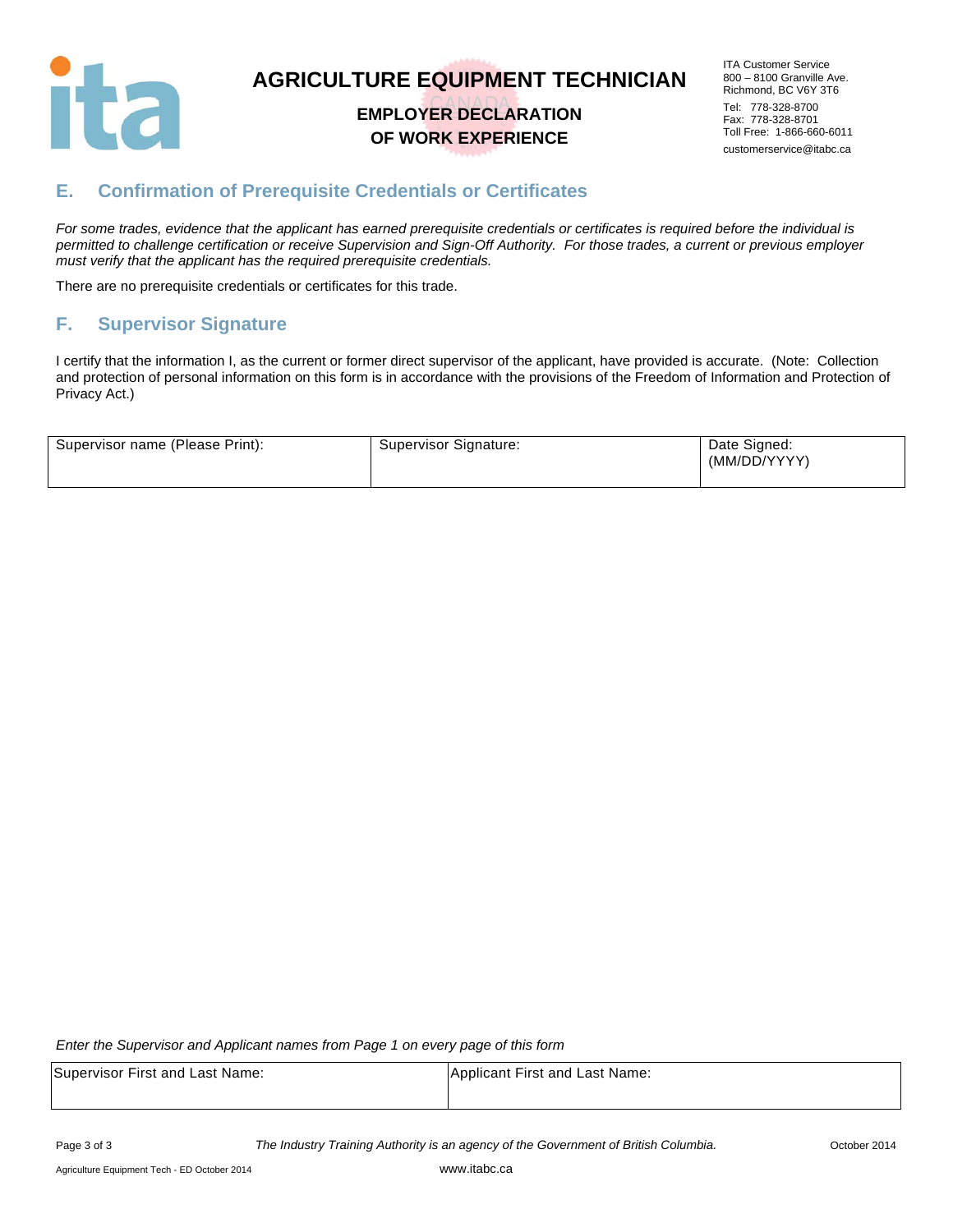# AGRICULTURE EQUIPMENT TECHNICIAN

## EMPLOYER DECLARATION OF WORK EXPERIENCE

ITA Customer Service
800 – 8100 Granville Ave.
Richmond, BC V6Y 3T6
Tel: 778-328-8700
Fax: 778-328-8701
Toll Free: 1-866-660-6011
customerservice@itabc.ca

## E. Confirmation of Prerequisite Credentials or Certificates

*For some trades, evidence that the applicant has earned prerequisite credentials or certificates is required before the individual is permitted to challenge certification or receive Supervision and Sign-Off Authority. For those trades, a current or previous employer must verify that the applicant has the required prerequisite credentials.*

There are no prerequisite credentials or certificates for this trade.

## F. Supervisor Signature

I certify that the information I, as the current or former direct supervisor of the applicant, have provided is accurate. (Note: Collection and protection of personal information on this form is in accordance with the provisions of the Freedom of Information and Protection of Privacy Act.)

| Supervisor name (Please Print): | Supervisor Signature: | Date Signed: (MM/DD/YYYY) |
|---|---|---|
| | | |

*Enter the Supervisor and Applicant names from Page 1 on every page of this form*

| Supervisor First and Last Name: | Applicant First and Last Name: |
|---|---|
| | |

*The Industry Training Authority is an agency of the Government of British Columbia.*